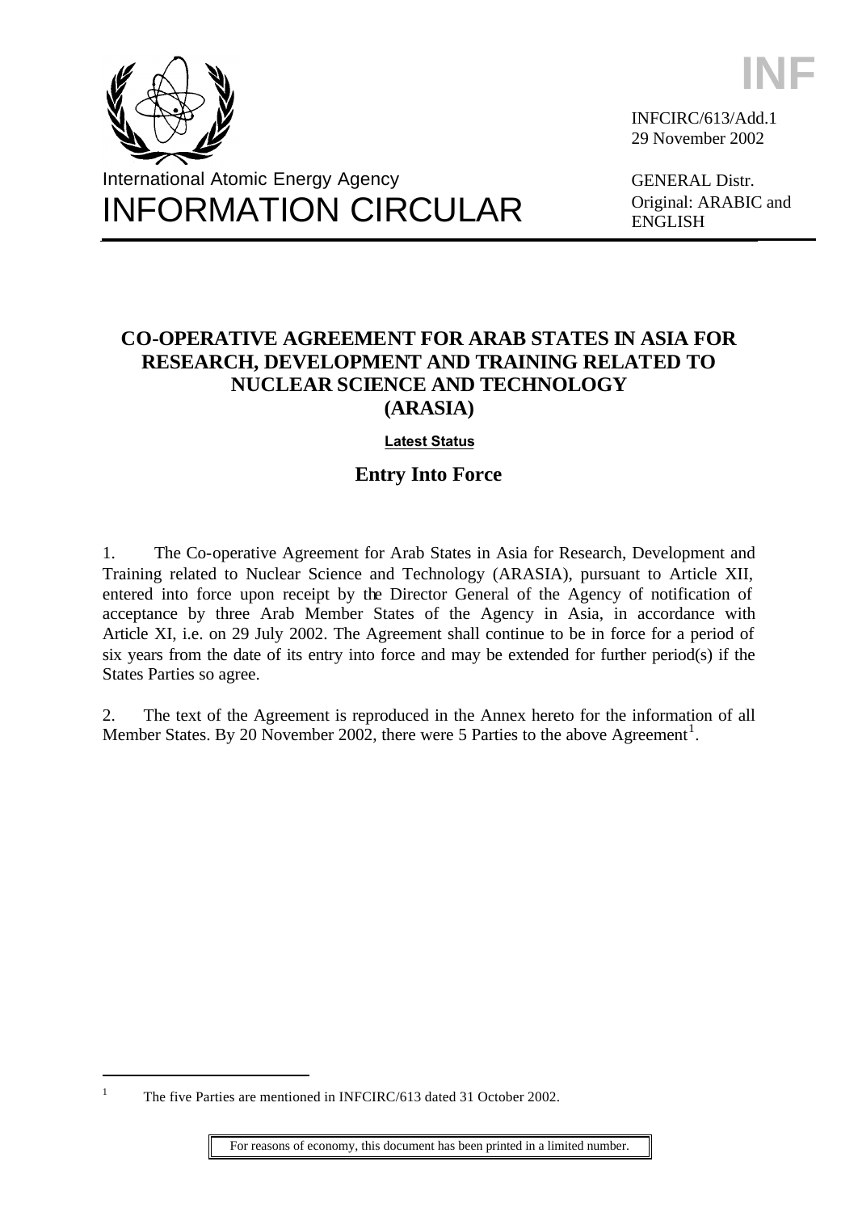International Atomic Energy Agency

INFORMATION CIRCULAR

INFCIRC/613/Add.1
29 November 2002

GENERAL Distr.
Original: ARABIC and ENGLISH

# CO-OPERATIVE AGREEMENT FOR ARAB STATES IN ASIA FOR RESEARCH, DEVELOPMENT AND TRAINING RELATED TO NUCLEAR SCIENCE AND TECHNOLOGY (ARASIA)

**Latest Status**

## Entry Into Force

1. The Co-operative Agreement for Arab States in Asia for Research, Development and Training related to Nuclear Science and Technology (ARASIA), pursuant to Article XII, entered into force upon receipt by the Director General of the Agency of notification of acceptance by three Arab Member States of the Agency in Asia, in accordance with Article XI, i.e. on 29 July 2002. The Agreement shall continue to be in force for a period of six years from the date of its entry into force and may be extended for further period(s) if the States Parties so agree.

2. The text of the Agreement is reproduced in the Annex hereto for the information of all Member States. By 20 November 2002, there were 5 Parties to the above Agreement[1].

[1] The five Parties are mentioned in INFCIRC/613 dated 31 October 2002.

For reasons of economy, this document has been printed in a limited number.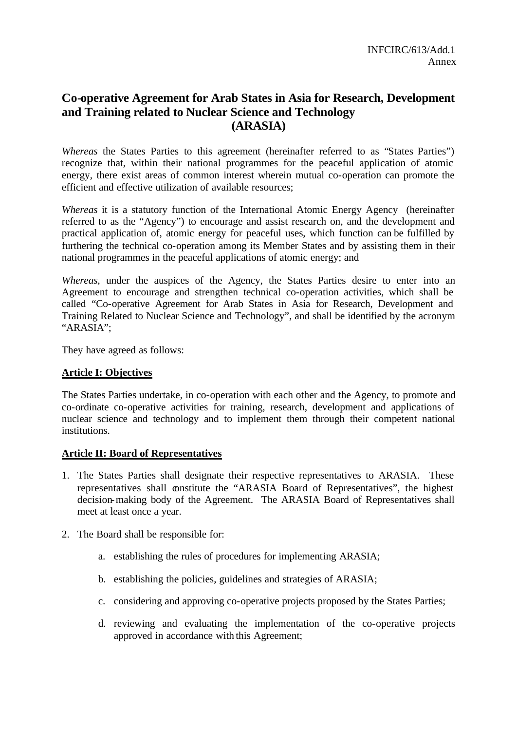INFCIRC/613/Add.1
Annex

# Co-operative Agreement for Arab States in Asia for Research, Development and Training related to Nuclear Science and Technology (ARASIA)

*Whereas* the States Parties to this agreement (hereinafter referred to as "States Parties") recognize that, within their national programmes for the peaceful application of atomic energy, there exist areas of common interest wherein mutual co-operation can promote the efficient and effective utilization of available resources;

*Whereas* it is a statutory function of the International Atomic Energy Agency (hereinafter referred to as the "Agency") to encourage and assist research on, and the development and practical application of, atomic energy for peaceful uses, which function can be fulfilled by furthering the technical co-operation among its Member States and by assisting them in their national programmes in the peaceful applications of atomic energy; and

*Whereas*, under the auspices of the Agency, the States Parties desire to enter into an Agreement to encourage and strengthen technical co-operation activities, which shall be called "Co-operative Agreement for Arab States in Asia for Research, Development and Training Related to Nuclear Science and Technology", and shall be identified by the acronym "ARASIA";

They have agreed as follows:

## Article I: Objectives

The States Parties undertake, in co-operation with each other and the Agency, to promote and co-ordinate co-operative activities for training, research, development and applications of nuclear science and technology and to implement them through their competent national institutions.

## Article II: Board of Representatives

1. The States Parties shall designate their respective representatives to ARASIA. These representatives shall constitute the "ARASIA Board of Representatives", the highest decision-making body of the Agreement. The ARASIA Board of Representatives shall meet at least once a year.

2. The Board shall be responsible for:

    a. establishing the rules of procedures for implementing ARASIA;

    b. establishing the policies, guidelines and strategies of ARASIA;

    c. considering and approving co-operative projects proposed by the States Parties;

    d. reviewing and evaluating the implementation of the co-operative projects approved in accordance with this Agreement;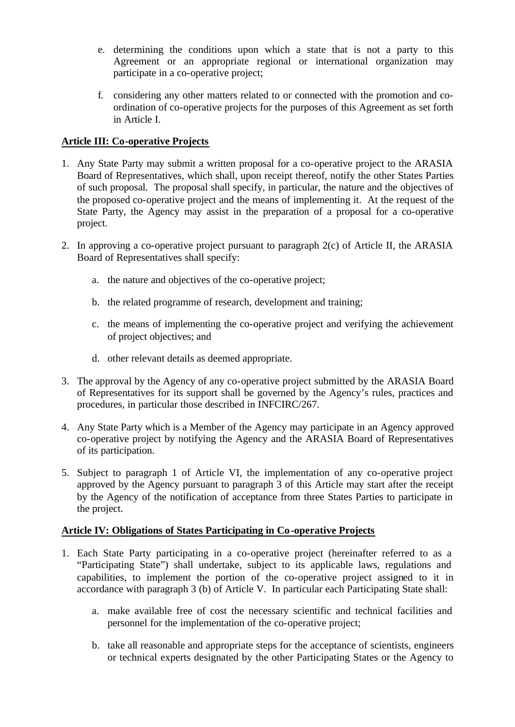e. determining the conditions upon which a state that is not a party to this Agreement or an appropriate regional or international organization may participate in a co-operative project;

f. considering any other matters related to or connected with the promotion and co-ordination of co-operative projects for the purposes of this Agreement as set forth in Article I.

**Article III: Co-operative Projects**

1. Any State Party may submit a written proposal for a co-operative project to the ARASIA Board of Representatives, which shall, upon receipt thereof, notify the other States Parties of such proposal. The proposal shall specify, in particular, the nature and the objectives of the proposed co-operative project and the means of implementing it. At the request of the State Party, the Agency may assist in the preparation of a proposal for a co-operative project.

2. In approving a co-operative project pursuant to paragraph 2(c) of Article II, the ARASIA Board of Representatives shall specify:

   a. the nature and objectives of the co-operative project;

   b. the related programme of research, development and training;

   c. the means of implementing the co-operative project and verifying the achievement of project objectives; and

   d. other relevant details as deemed appropriate.

3. The approval by the Agency of any co-operative project submitted by the ARASIA Board of Representatives for its support shall be governed by the Agency's rules, practices and procedures, in particular those described in INFCIRC/267.

4. Any State Party which is a Member of the Agency may participate in an Agency approved co-operative project by notifying the Agency and the ARASIA Board of Representatives of its participation.

5. Subject to paragraph 1 of Article VI, the implementation of any co-operative project approved by the Agency pursuant to paragraph 3 of this Article may start after the receipt by the Agency of the notification of acceptance from three States Parties to participate in the project.

**Article IV: Obligations of States Participating in Co-operative Projects**

1. Each State Party participating in a co-operative project (hereinafter referred to as a "Participating State") shall undertake, subject to its applicable laws, regulations and capabilities, to implement the portion of the co-operative project assigned to it in accordance with paragraph 3 (b) of Article V. In particular each Participating State shall:

   a. make available free of cost the necessary scientific and technical facilities and personnel for the implementation of the co-operative project;

   b. take all reasonable and appropriate steps for the acceptance of scientists, engineers or technical experts designated by the other Participating States or the Agency to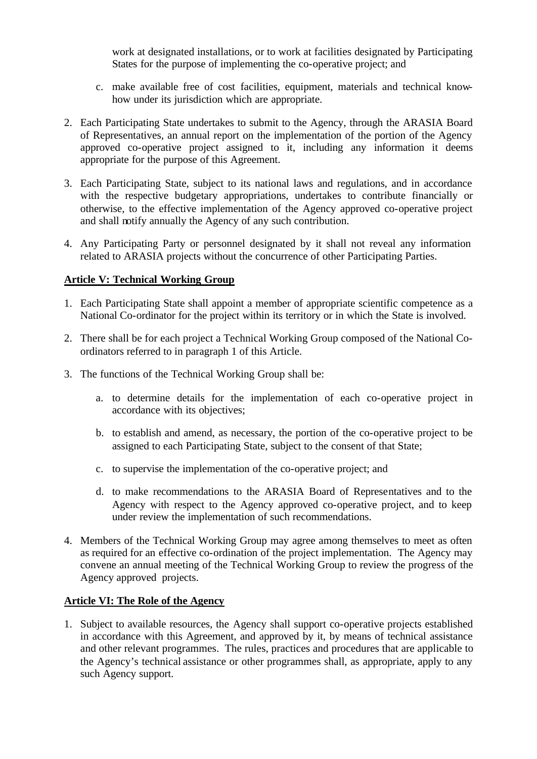work at designated installations, or to work at facilities designated by Participating States for the purpose of implementing the co-operative project; and

c. make available free of cost facilities, equipment, materials and technical know-how under its jurisdiction which are appropriate.

2. Each Participating State undertakes to submit to the Agency, through the ARASIA Board of Representatives, an annual report on the implementation of the portion of the Agency approved co-operative project assigned to it, including any information it deems appropriate for the purpose of this Agreement.

3. Each Participating State, subject to its national laws and regulations, and in accordance with the respective budgetary appropriations, undertakes to contribute financially or otherwise, to the effective implementation of the Agency approved co-operative project and shall notify annually the Agency of any such contribution.

4. Any Participating Party or personnel designated by it shall not reveal any information related to ARASIA projects without the concurrence of other Participating Parties.

**Article V: Technical Working Group**

1. Each Participating State shall appoint a member of appropriate scientific competence as a National Co-ordinator for the project within its territory or in which the State is involved.

2. There shall be for each project a Technical Working Group composed of the National Co-ordinators referred to in paragraph 1 of this Article.

3. The functions of the Technical Working Group shall be:

   a. to determine details for the implementation of each co-operative project in accordance with its objectives;

   b. to establish and amend, as necessary, the portion of the co-operative project to be assigned to each Participating State, subject to the consent of that State;

   c. to supervise the implementation of the co-operative project; and

   d. to make recommendations to the ARASIA Board of Representatives and to the Agency with respect to the Agency approved co-operative project, and to keep under review the implementation of such recommendations.

4. Members of the Technical Working Group may agree among themselves to meet as often as required for an effective co-ordination of the project implementation. The Agency may convene an annual meeting of the Technical Working Group to review the progress of the Agency approved projects.

**Article VI: The Role of the Agency**

1. Subject to available resources, the Agency shall support co-operative projects established in accordance with this Agreement, and approved by it, by means of technical assistance and other relevant programmes. The rules, practices and procedures that are applicable to the Agency's technical assistance or other programmes shall, as appropriate, apply to any such Agency support.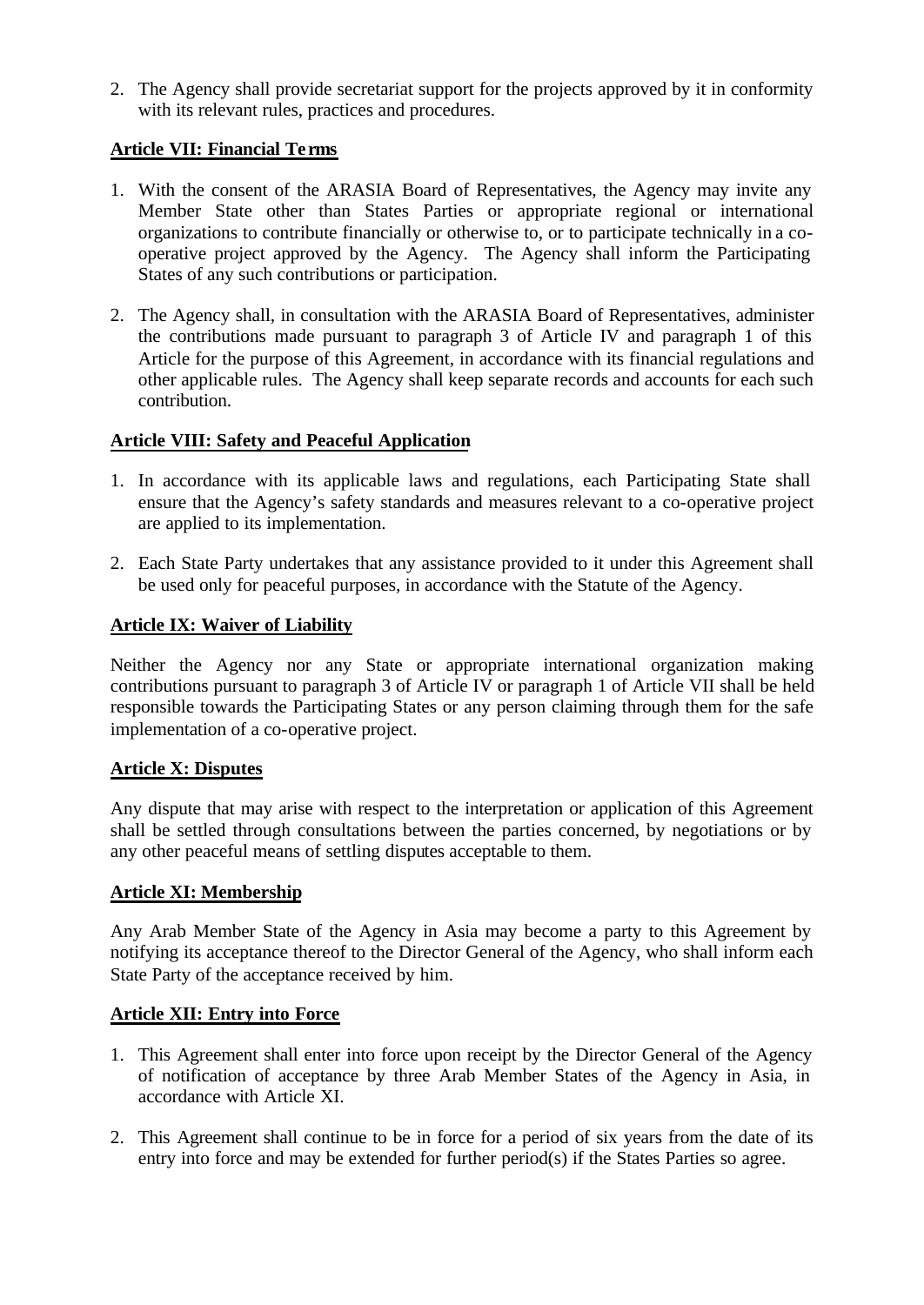2. The Agency shall provide secretariat support for the projects approved by it in conformity with its relevant rules, practices and procedures.

**Article VII: Financial Terms**

1. With the consent of the ARASIA Board of Representatives, the Agency may invite any Member State other than States Parties or appropriate regional or international organizations to contribute financially or otherwise to, or to participate technically in a co-operative project approved by the Agency. The Agency shall inform the Participating States of any such contributions or participation.

2. The Agency shall, in consultation with the ARASIA Board of Representatives, administer the contributions made pursuant to paragraph 3 of Article IV and paragraph 1 of this Article for the purpose of this Agreement, in accordance with its financial regulations and other applicable rules. The Agency shall keep separate records and accounts for each such contribution.

**Article VIII: Safety and Peaceful Application**

1. In accordance with its applicable laws and regulations, each Participating State shall ensure that the Agency's safety standards and measures relevant to a co-operative project are applied to its implementation.

2. Each State Party undertakes that any assistance provided to it under this Agreement shall be used only for peaceful purposes, in accordance with the Statute of the Agency.

**Article IX: Waiver of Liability**

Neither the Agency nor any State or appropriate international organization making contributions pursuant to paragraph 3 of Article IV or paragraph 1 of Article VII shall be held responsible towards the Participating States or any person claiming through them for the safe implementation of a co-operative project.

**Article X: Disputes**

Any dispute that may arise with respect to the interpretation or application of this Agreement shall be settled through consultations between the parties concerned, by negotiations or by any other peaceful means of settling disputes acceptable to them.

**Article XI: Membership**

Any Arab Member State of the Agency in Asia may become a party to this Agreement by notifying its acceptance thereof to the Director General of the Agency, who shall inform each State Party of the acceptance received by him.

**Article XII: Entry into Force**

1. This Agreement shall enter into force upon receipt by the Director General of the Agency of notification of acceptance by three Arab Member States of the Agency in Asia, in accordance with Article XI.

2. This Agreement shall continue to be in force for a period of six years from the date of its entry into force and may be extended for further period(s) if the States Parties so agree.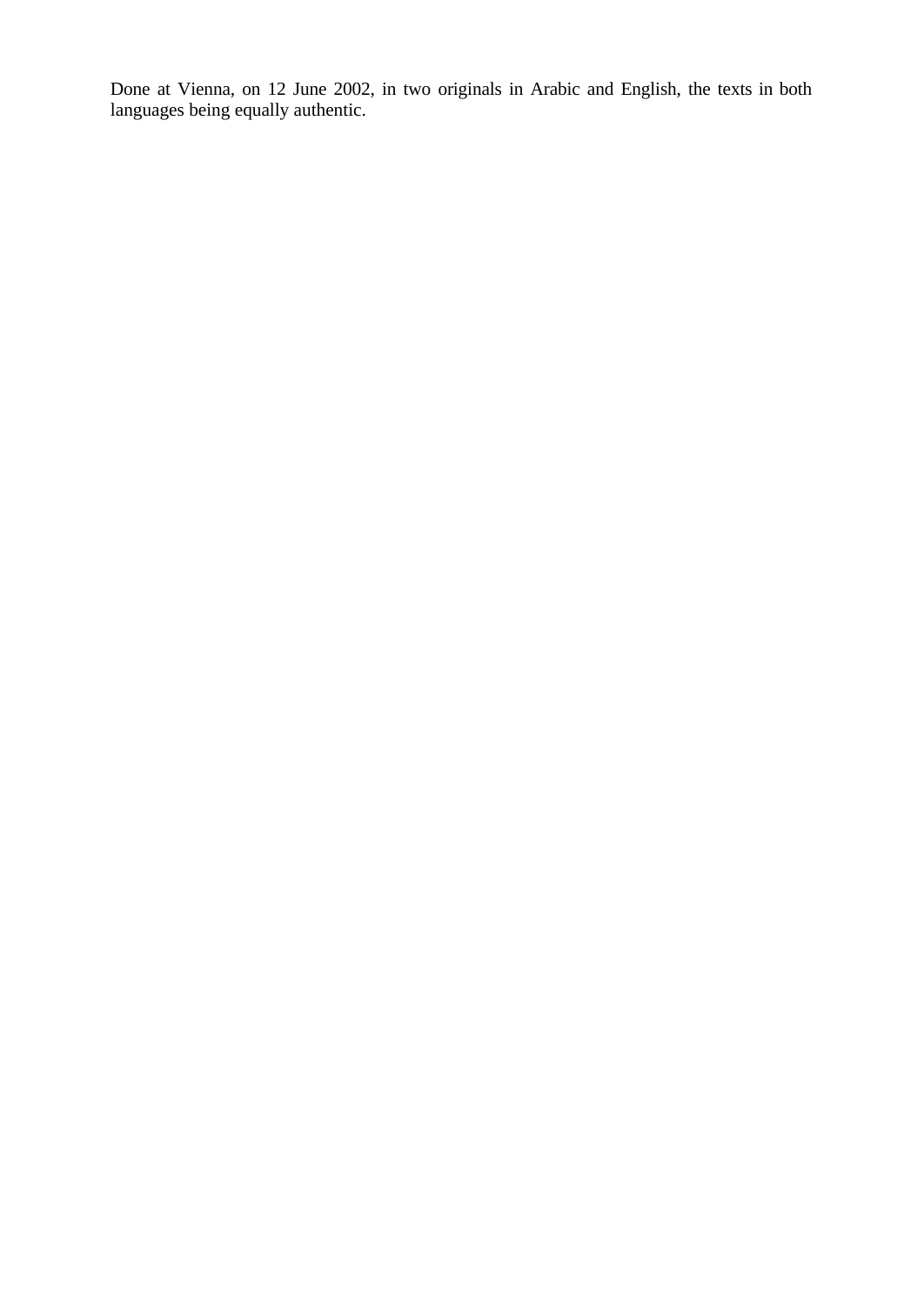Done at Vienna, on 12 June 2002, in two originals in Arabic and English, the texts in both languages being equally authentic.